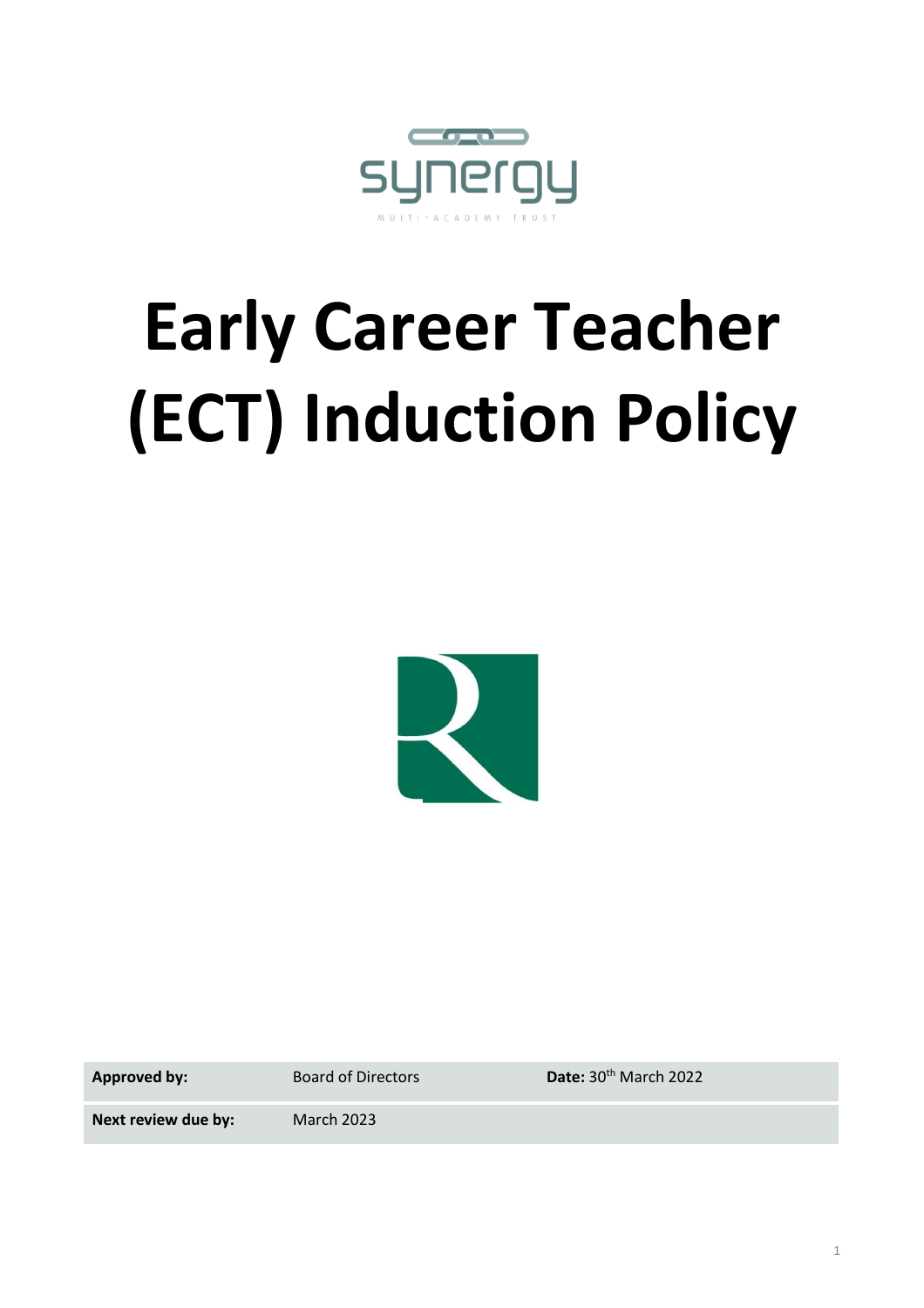synergy

MULTI-ACADEMY TRUST

# Early Career Teacher (ECT) Induction Policy

| **Approved by:** | Board of Directors | **Date:** 30th March 2022 |
| --- | --- | --- |
| **Next review due by:** | March 2023 | |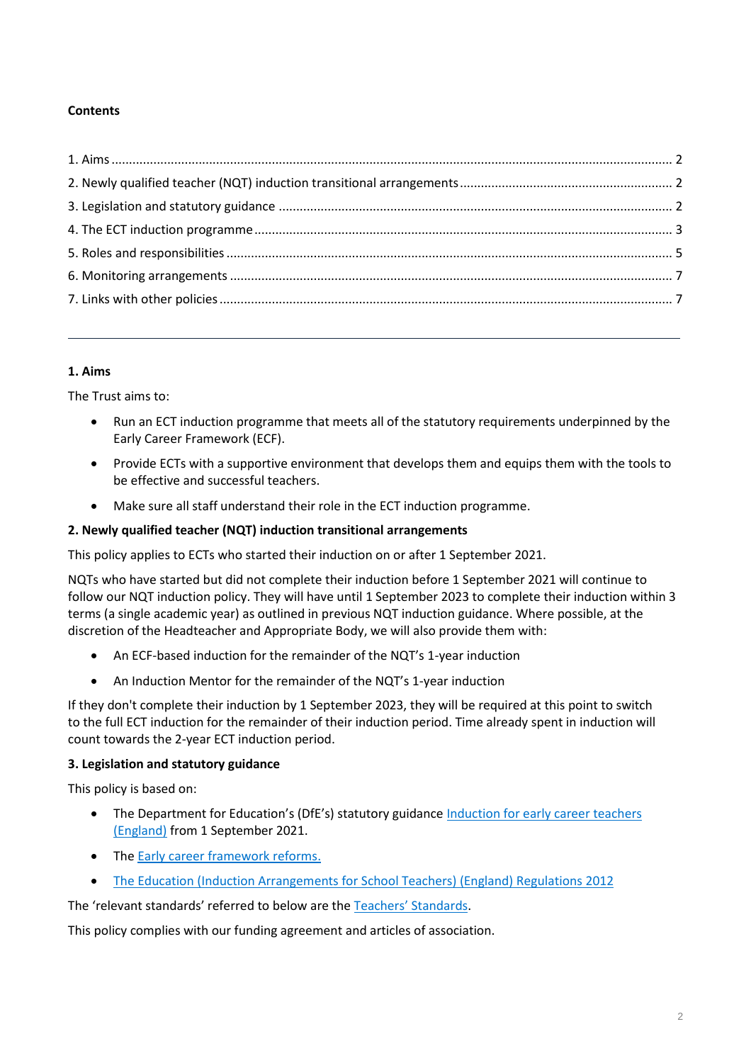**Contents**

1. Aims ........................................................................................................................................ 2
2. Newly qualified teacher (NQT) induction transitional arrangements ........................................................ 2
3. Legislation and statutory guidance ........................................................................................... 2
4. The ECT induction programme .................................................................................................. 3
5. Roles and responsibilities ........................................................................................................ 5
6. Monitoring arrangements .......................................................................................................... 7
7. Links with other policies ........................................................................................................... 7

---

**1. Aims**

The Trust aims to:

- Run an ECT induction programme that meets all of the statutory requirements underpinned by the Early Career Framework (ECF).
- Provide ECTs with a supportive environment that develops them and equips them with the tools to be effective and successful teachers.
- Make sure all staff understand their role in the ECT induction programme.

**2. Newly qualified teacher (NQT) induction transitional arrangements**

This policy applies to ECTs who started their induction on or after 1 September 2021.

NQTs who have started but did not complete their induction before 1 September 2021 will continue to follow our NQT induction policy. They will have until 1 September 2023 to complete their induction within 3 terms (a single academic year) as outlined in previous NQT induction guidance. Where possible, at the discretion of the Headteacher and Appropriate Body, we will also provide them with:

- An ECF-based induction for the remainder of the NQT's 1-year induction
- An Induction Mentor for the remainder of the NQT's 1-year induction

If they don't complete their induction by 1 September 2023, they will be required at this point to switch to the full ECT induction for the remainder of their induction period. Time already spent in induction will count towards the 2-year ECT induction period.

**3. Legislation and statutory guidance**

This policy is based on:

- The Department for Education's (DfE's) statutory guidance Induction for early career teachers (England) from 1 September 2021.
- The Early career framework reforms.
- The Education (Induction Arrangements for School Teachers) (England) Regulations 2012

The 'relevant standards' referred to below are the Teachers' Standards.

This policy complies with our funding agreement and articles of association.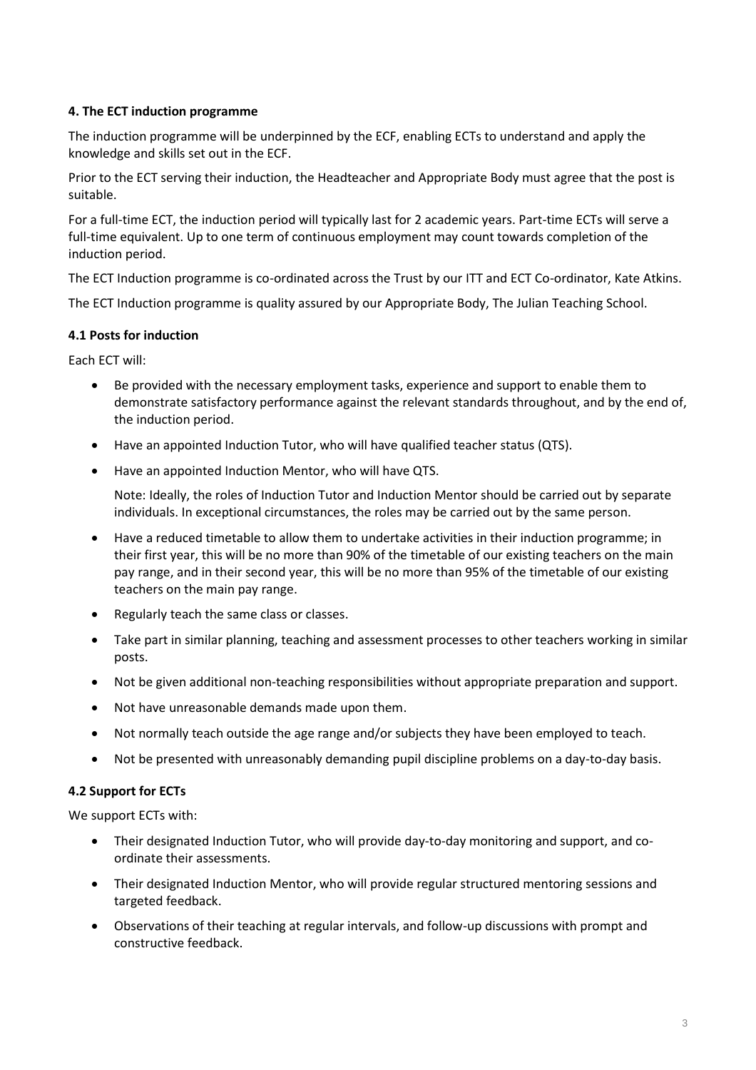### 4. The ECT induction programme

The induction programme will be underpinned by the ECF, enabling ECTs to understand and apply the knowledge and skills set out in the ECF.

Prior to the ECT serving their induction, the Headteacher and Appropriate Body must agree that the post is suitable.

For a full-time ECT, the induction period will typically last for 2 academic years. Part-time ECTs will serve a full-time equivalent. Up to one term of continuous employment may count towards completion of the induction period.

The ECT Induction programme is co-ordinated across the Trust by our ITT and ECT Co-ordinator, Kate Atkins.

The ECT Induction programme is quality assured by our Appropriate Body, The Julian Teaching School.

#### 4.1 Posts for induction

Each ECT will:

- Be provided with the necessary employment tasks, experience and support to enable them to demonstrate satisfactory performance against the relevant standards throughout, and by the end of, the induction period.
- Have an appointed Induction Tutor, who will have qualified teacher status (QTS).
- Have an appointed Induction Mentor, who will have QTS.

  Note: Ideally, the roles of Induction Tutor and Induction Mentor should be carried out by separate individuals. In exceptional circumstances, the roles may be carried out by the same person.
- Have a reduced timetable to allow them to undertake activities in their induction programme; in their first year, this will be no more than 90% of the timetable of our existing teachers on the main pay range, and in their second year, this will be no more than 95% of the timetable of our existing teachers on the main pay range.
- Regularly teach the same class or classes.
- Take part in similar planning, teaching and assessment processes to other teachers working in similar posts.
- Not be given additional non-teaching responsibilities without appropriate preparation and support.
- Not have unreasonable demands made upon them.
- Not normally teach outside the age range and/or subjects they have been employed to teach.
- Not be presented with unreasonably demanding pupil discipline problems on a day-to-day basis.

#### 4.2 Support for ECTs

We support ECTs with:

- Their designated Induction Tutor, who will provide day-to-day monitoring and support, and co-ordinate their assessments.
- Their designated Induction Mentor, who will provide regular structured mentoring sessions and targeted feedback.
- Observations of their teaching at regular intervals, and follow-up discussions with prompt and constructive feedback.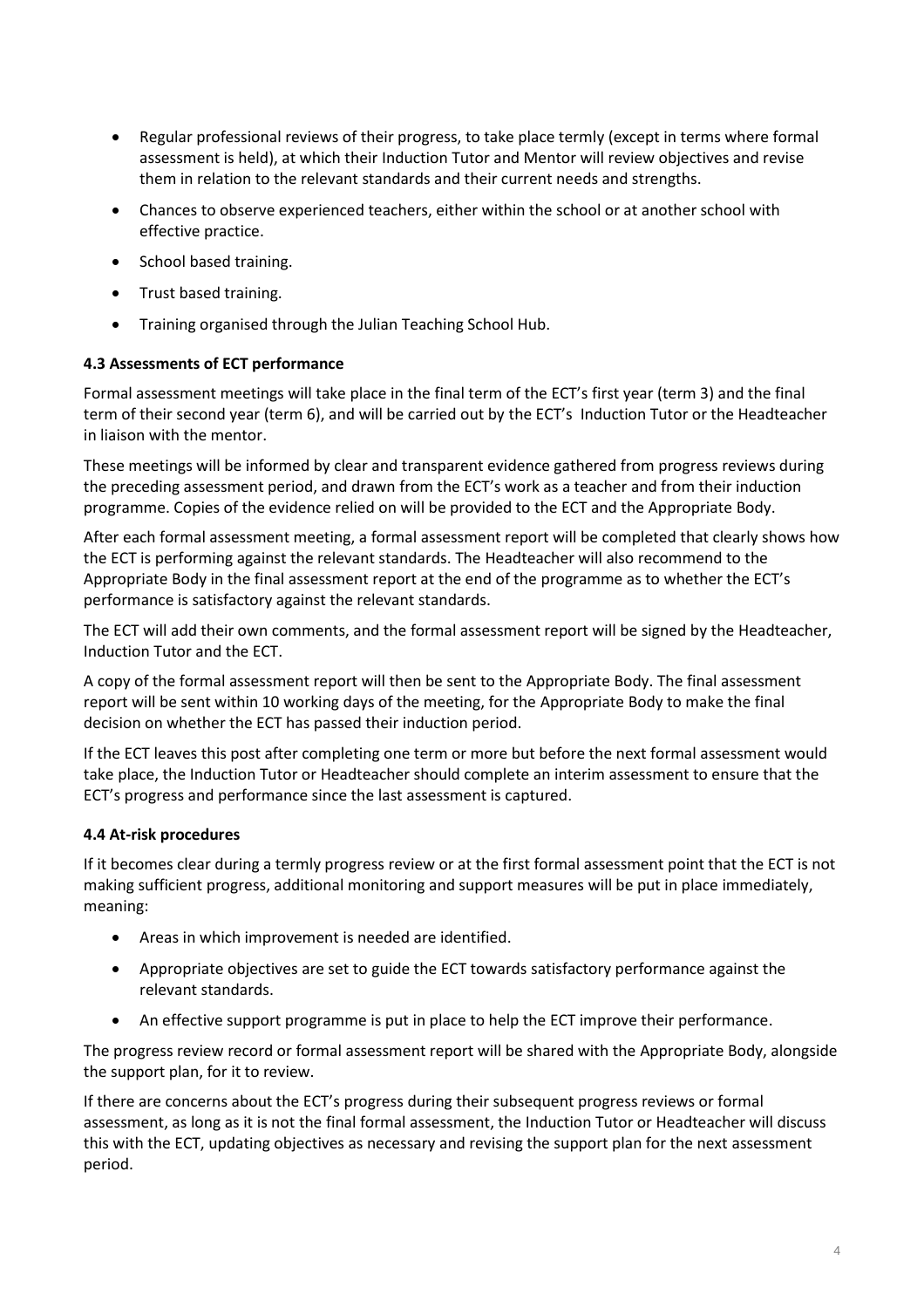- Regular professional reviews of their progress, to take place termly (except in terms where formal assessment is held), at which their Induction Tutor and Mentor will review objectives and revise them in relation to the relevant standards and their current needs and strengths.
- Chances to observe experienced teachers, either within the school or at another school with effective practice.
- School based training.
- Trust based training.
- Training organised through the Julian Teaching School Hub.

### 4.3 Assessments of ECT performance

Formal assessment meetings will take place in the final term of the ECT's first year (term 3) and the final term of their second year (term 6), and will be carried out by the ECT's Induction Tutor or the Headteacher in liaison with the mentor.

These meetings will be informed by clear and transparent evidence gathered from progress reviews during the preceding assessment period, and drawn from the ECT's work as a teacher and from their induction programme. Copies of the evidence relied on will be provided to the ECT and the Appropriate Body.

After each formal assessment meeting, a formal assessment report will be completed that clearly shows how the ECT is performing against the relevant standards. The Headteacher will also recommend to the Appropriate Body in the final assessment report at the end of the programme as to whether the ECT's performance is satisfactory against the relevant standards.

The ECT will add their own comments, and the formal assessment report will be signed by the Headteacher, Induction Tutor and the ECT.

A copy of the formal assessment report will then be sent to the Appropriate Body. The final assessment report will be sent within 10 working days of the meeting, for the Appropriate Body to make the final decision on whether the ECT has passed their induction period.

If the ECT leaves this post after completing one term or more but before the next formal assessment would take place, the Induction Tutor or Headteacher should complete an interim assessment to ensure that the ECT's progress and performance since the last assessment is captured.

### 4.4 At-risk procedures

If it becomes clear during a termly progress review or at the first formal assessment point that the ECT is not making sufficient progress, additional monitoring and support measures will be put in place immediately, meaning:

- Areas in which improvement is needed are identified.
- Appropriate objectives are set to guide the ECT towards satisfactory performance against the relevant standards.
- An effective support programme is put in place to help the ECT improve their performance.

The progress review record or formal assessment report will be shared with the Appropriate Body, alongside the support plan, for it to review.

If there are concerns about the ECT's progress during their subsequent progress reviews or formal assessment, as long as it is not the final formal assessment, the Induction Tutor or Headteacher will discuss this with the ECT, updating objectives as necessary and revising the support plan for the next assessment period.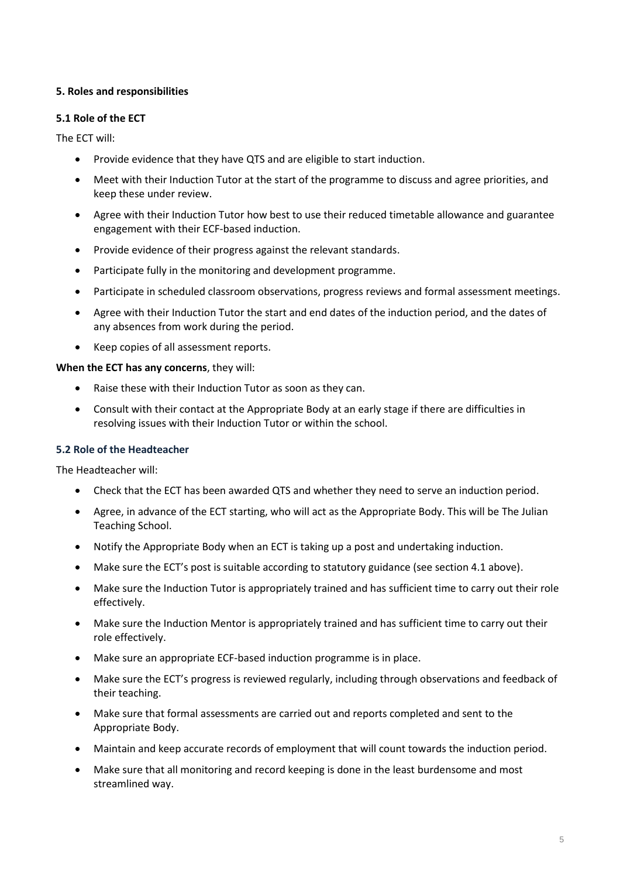## 5. Roles and responsibilities

### 5.1 Role of the ECT

The ECT will:

- Provide evidence that they have QTS and are eligible to start induction.
- Meet with their Induction Tutor at the start of the programme to discuss and agree priorities, and keep these under review.
- Agree with their Induction Tutor how best to use their reduced timetable allowance and guarantee engagement with their ECF-based induction.
- Provide evidence of their progress against the relevant standards.
- Participate fully in the monitoring and development programme.
- Participate in scheduled classroom observations, progress reviews and formal assessment meetings.
- Agree with their Induction Tutor the start and end dates of the induction period, and the dates of any absences from work during the period.
- Keep copies of all assessment reports.

**When the ECT has any concerns**, they will:

- Raise these with their Induction Tutor as soon as they can.
- Consult with their contact at the Appropriate Body at an early stage if there are difficulties in resolving issues with their Induction Tutor or within the school.

### 5.2 Role of the Headteacher

The Headteacher will:

- Check that the ECT has been awarded QTS and whether they need to serve an induction period.
- Agree, in advance of the ECT starting, who will act as the Appropriate Body. This will be The Julian Teaching School.
- Notify the Appropriate Body when an ECT is taking up a post and undertaking induction.
- Make sure the ECT's post is suitable according to statutory guidance (see section 4.1 above).
- Make sure the Induction Tutor is appropriately trained and has sufficient time to carry out their role effectively.
- Make sure the Induction Mentor is appropriately trained and has sufficient time to carry out their role effectively.
- Make sure an appropriate ECF-based induction programme is in place.
- Make sure the ECT's progress is reviewed regularly, including through observations and feedback of their teaching.
- Make sure that formal assessments are carried out and reports completed and sent to the Appropriate Body.
- Maintain and keep accurate records of employment that will count towards the induction period.
- Make sure that all monitoring and record keeping is done in the least burdensome and most streamlined way.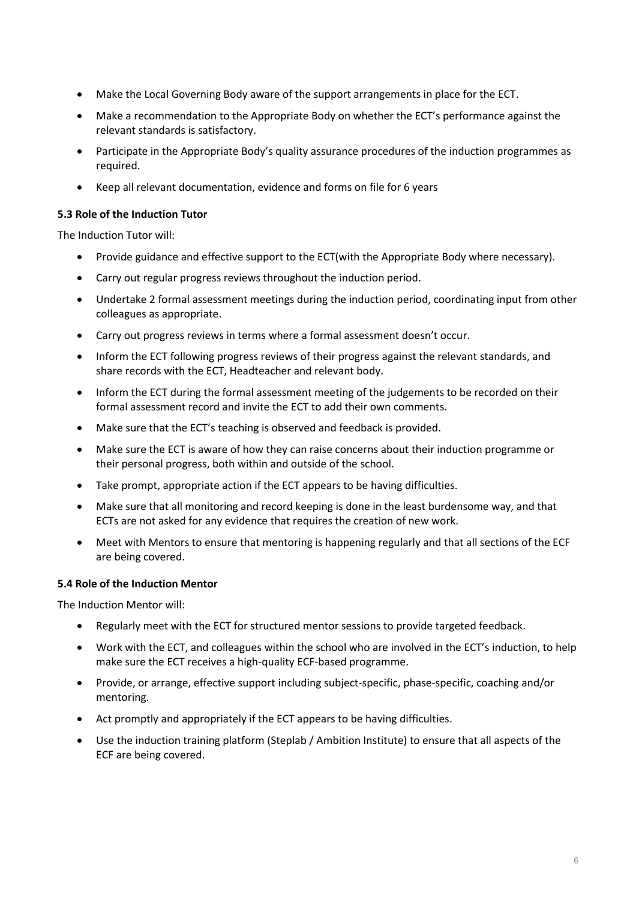- Make the Local Governing Body aware of the support arrangements in place for the ECT.
- Make a recommendation to the Appropriate Body on whether the ECT's performance against the relevant standards is satisfactory.
- Participate in the Appropriate Body's quality assurance procedures of the induction programmes as required.
- Keep all relevant documentation, evidence and forms on file for 6 years

### 5.3 Role of the Induction Tutor

The Induction Tutor will:

- Provide guidance and effective support to the ECT(with the Appropriate Body where necessary).
- Carry out regular progress reviews throughout the induction period.
- Undertake 2 formal assessment meetings during the induction period, coordinating input from other colleagues as appropriate.
- Carry out progress reviews in terms where a formal assessment doesn't occur.
- Inform the ECT following progress reviews of their progress against the relevant standards, and share records with the ECT, Headteacher and relevant body.
- Inform the ECT during the formal assessment meeting of the judgements to be recorded on their formal assessment record and invite the ECT to add their own comments.
- Make sure that the ECT's teaching is observed and feedback is provided.
- Make sure the ECT is aware of how they can raise concerns about their induction programme or their personal progress, both within and outside of the school.
- Take prompt, appropriate action if the ECT appears to be having difficulties.
- Make sure that all monitoring and record keeping is done in the least burdensome way, and that ECTs are not asked for any evidence that requires the creation of new work.
- Meet with Mentors to ensure that mentoring is happening regularly and that all sections of the ECF are being covered.

### 5.4 Role of the Induction Mentor

The Induction Mentor will:

- Regularly meet with the ECT for structured mentor sessions to provide targeted feedback.
- Work with the ECT, and colleagues within the school who are involved in the ECT's induction, to help make sure the ECT receives a high-quality ECF-based programme.
- Provide, or arrange, effective support including subject-specific, phase-specific, coaching and/or mentoring.
- Act promptly and appropriately if the ECT appears to be having difficulties.
- Use the induction training platform (Steplab / Ambition Institute) to ensure that all aspects of the ECF are being covered.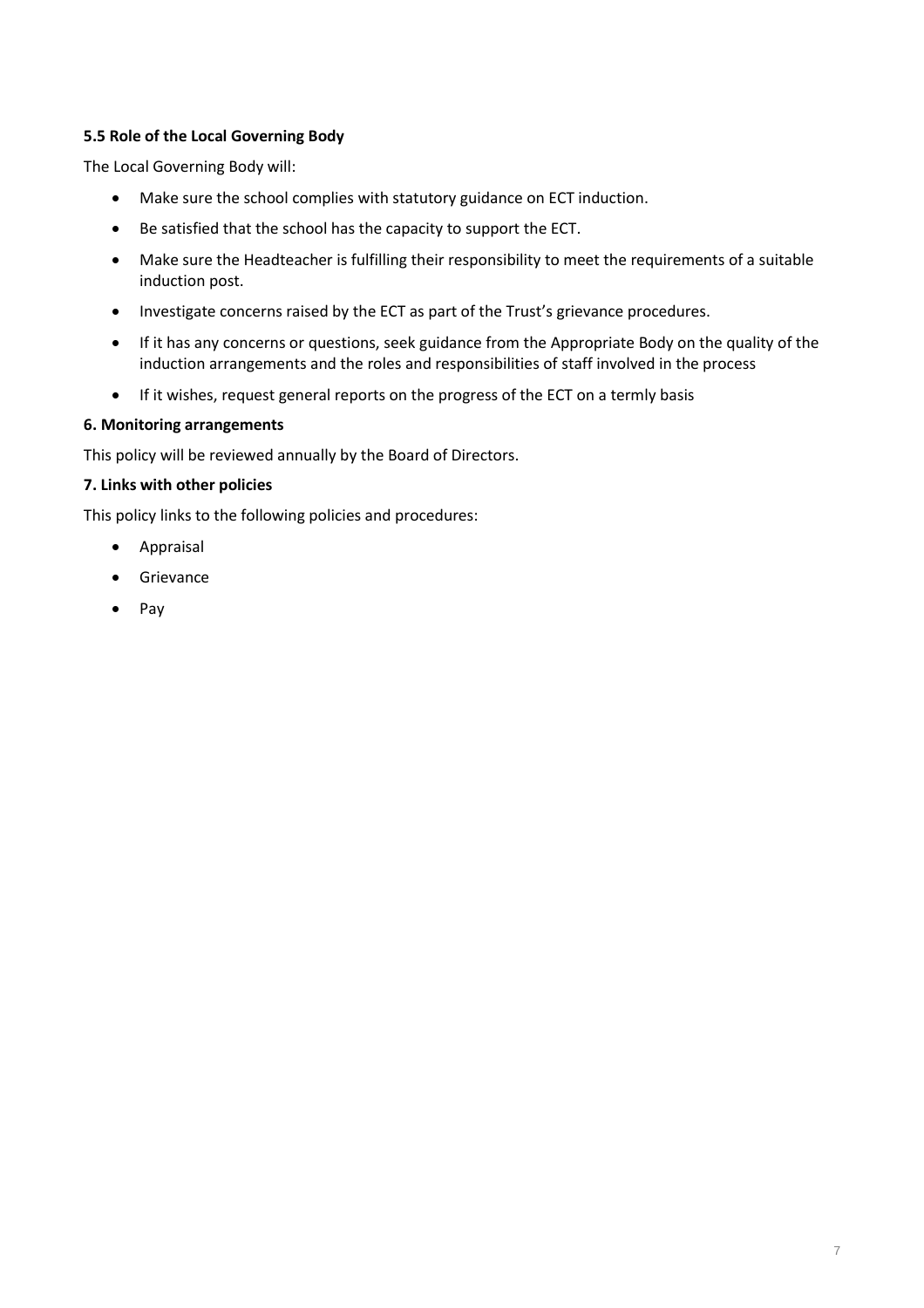**5.5 Role of the Local Governing Body**

The Local Governing Body will:

- Make sure the school complies with statutory guidance on ECT induction.
- Be satisfied that the school has the capacity to support the ECT.
- Make sure the Headteacher is fulfilling their responsibility to meet the requirements of a suitable induction post.
- Investigate concerns raised by the ECT as part of the Trust's grievance procedures.
- If it has any concerns or questions, seek guidance from the Appropriate Body on the quality of the induction arrangements and the roles and responsibilities of staff involved in the process
- If it wishes, request general reports on the progress of the ECT on a termly basis

**6. Monitoring arrangements**

This policy will be reviewed annually by the Board of Directors.

**7. Links with other policies**

This policy links to the following policies and procedures:

- Appraisal
- Grievance
- Pay